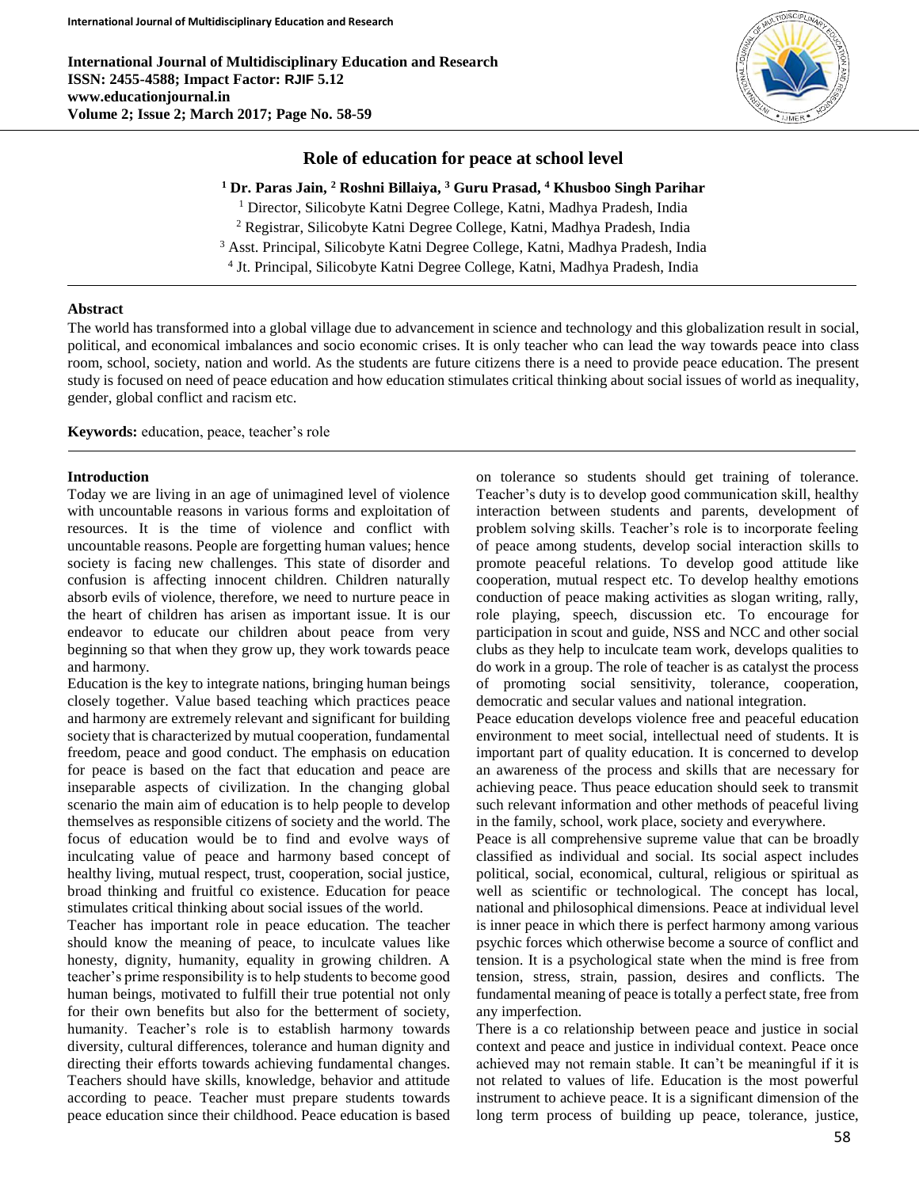# Role of education for peace at school level

**[1] Dr. Paras Jain, [2] Roshni Billaiya, [3] Guru Prasad, [4] Khusboo Singh Parihar**

[1] Director, Silicobyte Katni Degree College, Katni, Madhya Pradesh, India
[2] Registrar, Silicobyte Katni Degree College, Katni, Madhya Pradesh, India
[3] Asst. Principal, Silicobyte Katni Degree College, Katni, Madhya Pradesh, India
[4] Jt. Principal, Silicobyte Katni Degree College, Katni, Madhya Pradesh, India

## Abstract

The world has transformed into a global village due to advancement in science and technology and this globalization result in social, political, and economical imbalances and socio economic crises. It is only teacher who can lead the way towards peace into class room, school, society, nation and world. As the students are future citizens there is a need to provide peace education. The present study is focused on need of peace education and how education stimulates critical thinking about social issues of world as inequality, gender, global conflict and racism etc.

**Keywords:** education, peace, teacher's role

## Introduction

Today we are living in an age of unimagined level of violence with uncountable reasons in various forms and exploitation of resources. It is the time of violence and conflict with uncountable reasons. People are forgetting human values; hence society is facing new challenges. This state of disorder and confusion is affecting innocent children. Children naturally absorb evils of violence, therefore, we need to nurture peace in the heart of children has arisen as important issue. It is our endeavor to educate our children about peace from very beginning so that when they grow up, they work towards peace and harmony.

Education is the key to integrate nations, bringing human beings closely together. Value based teaching which practices peace and harmony are extremely relevant and significant for building society that is characterized by mutual cooperation, fundamental freedom, peace and good conduct. The emphasis on education for peace is based on the fact that education and peace are inseparable aspects of civilization. In the changing global scenario the main aim of education is to help people to develop themselves as responsible citizens of society and the world. The focus of education would be to find and evolve ways of inculcating value of peace and harmony based concept of healthy living, mutual respect, trust, cooperation, social justice, broad thinking and fruitful co existence. Education for peace stimulates critical thinking about social issues of the world.

Teacher has important role in peace education. The teacher should know the meaning of peace, to inculcate values like honesty, dignity, humanity, equality in growing children. A teacher's prime responsibility is to help students to become good human beings, motivated to fulfill their true potential not only for their own benefits but also for the betterment of society, humanity. Teacher's role is to establish harmony towards diversity, cultural differences, tolerance and human dignity and directing their efforts towards achieving fundamental changes. Teachers should have skills, knowledge, behavior and attitude according to peace. Teacher must prepare students towards peace education since their childhood. Peace education is based on tolerance so students should get training of tolerance. Teacher's duty is to develop good communication skill, healthy interaction between students and parents, development of problem solving skills. Teacher's role is to incorporate feeling of peace among students, develop social interaction skills to promote peaceful relations. To develop good attitude like cooperation, mutual respect etc. To develop healthy emotions conduction of peace making activities as slogan writing, rally, role playing, speech, discussion etc. To encourage for participation in scout and guide, NSS and NCC and other social clubs as they help to inculcate team work, develops qualities to do work in a group. The role of teacher is as catalyst the process of promoting social sensitivity, tolerance, cooperation, democratic and secular values and national integration.

Peace education develops violence free and peaceful education environment to meet social, intellectual need of students. It is important part of quality education. It is concerned to develop an awareness of the process and skills that are necessary for achieving peace. Thus peace education should seek to transmit such relevant information and other methods of peaceful living in the family, school, work place, society and everywhere.

Peace is all comprehensive supreme value that can be broadly classified as individual and social. Its social aspect includes political, social, economical, cultural, religious or spiritual as well as scientific or technological. The concept has local, national and philosophical dimensions. Peace at individual level is inner peace in which there is perfect harmony among various psychic forces which otherwise become a source of conflict and tension. It is a psychological state when the mind is free from tension, stress, strain, passion, desires and conflicts. The fundamental meaning of peace is totally a perfect state, free from any imperfection.

There is a co relationship between peace and justice in social context and peace and justice in individual context. Peace once achieved may not remain stable. It can't be meaningful if it is not related to values of life. Education is the most powerful instrument to achieve peace. It is a significant dimension of the long term process of building up peace, tolerance, justice,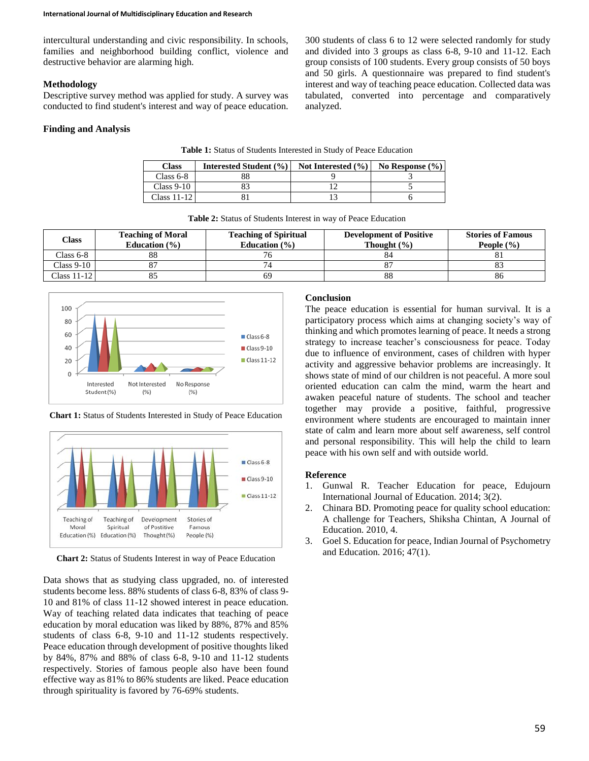intercultural understanding and civic responsibility. In schools, families and neighborhood building conflict, violence and destructive behavior are alarming high.

## Methodology

Descriptive survey method was applied for study. A survey was conducted to find student's interest and way of peace education. 300 students of class 6 to 12 were selected randomly for study and divided into 3 groups as class 6-8, 9-10 and 11-12. Each group consists of 100 students. Every group consists of 50 boys and 50 girls. A questionnaire was prepared to find student's interest and way of teaching peace education. Collected data was tabulated, converted into percentage and comparatively analyzed.

## Finding and Analysis

**Table 1:** Status of Students Interested in Study of Peace Education

| Class | Interested Student (%) | Not Interested (%) | No Response (%) |
|---|---|---|---|
| Class 6-8 | 88 | 9 | 3 |
| Class 9-10 | 83 | 12 | 5 |
| Class 11-12 | 81 | 13 | 6 |

**Table 2:** Status of Students Interest in way of Peace Education

| Class | Teaching of Moral Education (%) | Teaching of Spiritual Education (%) | Development of Positive Thought (%) | Stories of Famous People (%) |
|---|---|---|---|---|
| Class 6-8 | 88 | 76 | 84 | 81 |
| Class 9-10 | 87 | 74 | 87 | 83 |
| Class 11-12 | 85 | 69 | 88 | 86 |

100
80
60
40
20
0
Interested Student (%)
Not Interested (%)
No Response (%)
Class 6-8
Class 9-10
Class 11-12

**Chart 1:** Status of Students Interested in Study of Peace Education

Teaching of Moral Education (%)
Teaching of Spiritual Education (%)
Development of Postitive Thought (%)
Stories of Famous People (%)
Class 6-8
Class 9-10
Class 11-12

**Chart 2:** Status of Students Interest in way of Peace Education

Data shows that as studying class upgraded, no. of interested students become less. 88% students of class 6-8, 83% of class 9-10 and 81% of class 11-12 showed interest in peace education. Way of teaching related data indicates that teaching of peace education by moral education was liked by 88%, 87% and 85% students of class 6-8, 9-10 and 11-12 students respectively. Peace education through development of positive thoughts liked by 84%, 87% and 88% of class 6-8, 9-10 and 11-12 students respectively. Stories of famous people also have been found effective way as 81% to 86% students are liked. Peace education through spirituality is favored by 76-69% students.

## Conclusion

The peace education is essential for human survival. It is a participatory process which aims at changing society's way of thinking and which promotes learning of peace. It needs a strong strategy to increase teacher's consciousness for peace. Today due to influence of environment, cases of children with hyper activity and aggressive behavior problems are increasingly. It shows state of mind of our children is not peaceful. A more soul oriented education can calm the mind, warm the heart and awaken peaceful nature of students. The school and teacher together may provide a positive, faithful, progressive environment where students are encouraged to maintain inner state of calm and learn more about self awareness, self control and personal responsibility. This will help the child to learn peace with his own self and with outside world.

## Reference

1. Gunwal R. Teacher Education for peace, Edujourn International Journal of Education. 2014; 3(2).
2. Chinara BD. Promoting peace for quality school education: A challenge for Teachers, Shiksha Chintan, A Journal of Education. 2010, 4.
3. Goel S. Education for peace, Indian Journal of Psychometry and Education. 2016; 47(1).